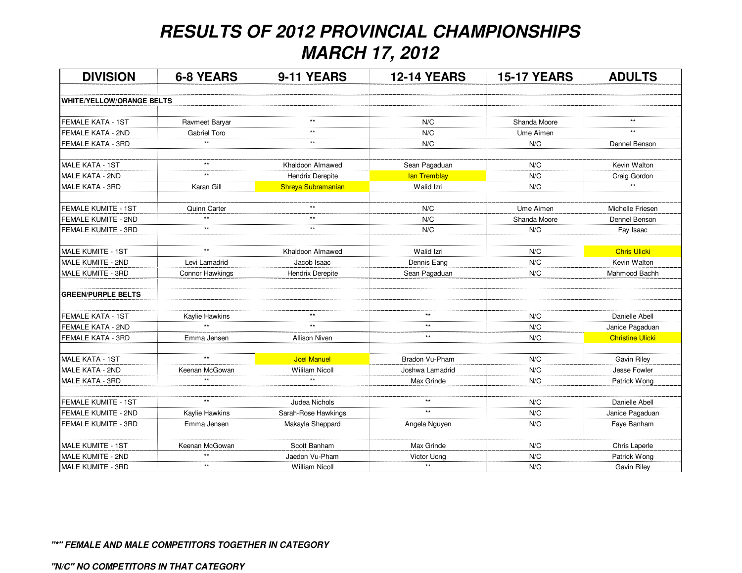# *RESULTS OF 2012 PROVINCIAL CHAMPIONSHIPS*
# *MARCH 17, 2012*

| DIVISION | 6-8 YEARS | 9-11 YEARS | 12-14 YEARS | 15-17 YEARS | ADULTS |
|---|---|---|---|---|---|
| **WHITE/YELLOW/ORANGE BELTS** | | | | | |
| FEMALE KATA - 1ST | Ravmeet Baryar | ** | N/C | Shanda Moore | ** |
| FEMALE KATA - 2ND | Gabriel Toro | ** | N/C | Ume Aimen | ** |
| FEMALE KATA - 3RD | ** | ** | N/C | N/C | Dennel Benson |
| | | | | | |
| MALE KATA - 1ST | ** | Khaldoon Almawed | Sean Pagaduan | N/C | Kevin Walton |
| MALE KATA - 2ND | ** | Hendrix Derepite | Ian Tremblay | N/C | Craig Gordon |
| MALE KATA - 3RD | Karan Gill | Shreya Subramanian | Walid Izri | N/C | ** |
| | | | | | |
| FEMALE KUMITE - 1ST | Quinn Carter | ** | N/C | Ume Aimen | Michelle Friesen |
| FEMALE KUMITE - 2ND | ** | ** | N/C | Shanda Moore | Dennel Benson |
| FEMALE KUMITE - 3RD | ** | ** | N/C | N/C | Fay Isaac |
| | | | | | |
| MALE KUMITE - 1ST | ** | Khaldoon Almawed | Walid Izri | N/C | Chris Ulicki |
| MALE KUMITE - 2ND | Levi Lamadrid | Jacob Isaac | Dennis Eang | N/C | Kevin Walton |
| MALE KUMITE - 3RD | Connor Hawkings | Hendrix Derepite | Sean Pagaduan | N/C | Mahmood Bachh |
| | | | | | |
| **GREEN/PURPLE BELTS** | | | | | |
| FEMALE KATA - 1ST | Kaylie Hawkins | ** | ** | N/C | Danielle Abell |
| FEMALE KATA - 2ND | ** | ** | ** | N/C | Janice Pagaduan |
| FEMALE KATA - 3RD | Emma Jensen | Allison Niven | ** | N/C | Christine Ulicki |
| | | | | | |
| MALE KATA - 1ST | ** | Joel Manuel | Bradon Vu-Pham | N/C | Gavin Riley |
| MALE KATA - 2ND | Keenan McGowan | Wililam Nicoll | Joshwa Lamadrid | N/C | Jesse Fowler |
| MALE KATA - 3RD | ** | ** | Max Grinde | N/C | Patrick Wong |
| | | | | | |
| FEMALE KUMITE - 1ST | ** | Judea Nichols | ** | N/C | Danielle Abell |
| FEMALE KUMITE - 2ND | Kaylie Hawkins | Sarah-Rose Hawkings | ** | N/C | Janice Pagaduan |
| FEMALE KUMITE - 3RD | Emma Jensen | Makayla Sheppard | Angela Nguyen | N/C | Faye Banham |
| | | | | | |
| MALE KUMITE - 1ST | Keenan McGowan | Scott Banham | Max Grinde | N/C | Chris Laperle |
| MALE KUMITE - 2ND | ** | Jaedon Vu-Pham | Victor Uong | N/C | Patrick Wong |
| MALE KUMITE - 3RD | ** | William Nicoll | ** | N/C | Gavin Riley |

***"*" FEMALE AND MALE COMPETITORS TOGETHER IN CATEGORY***

***"N/C" NO COMPETITORS IN THAT CATEGORY***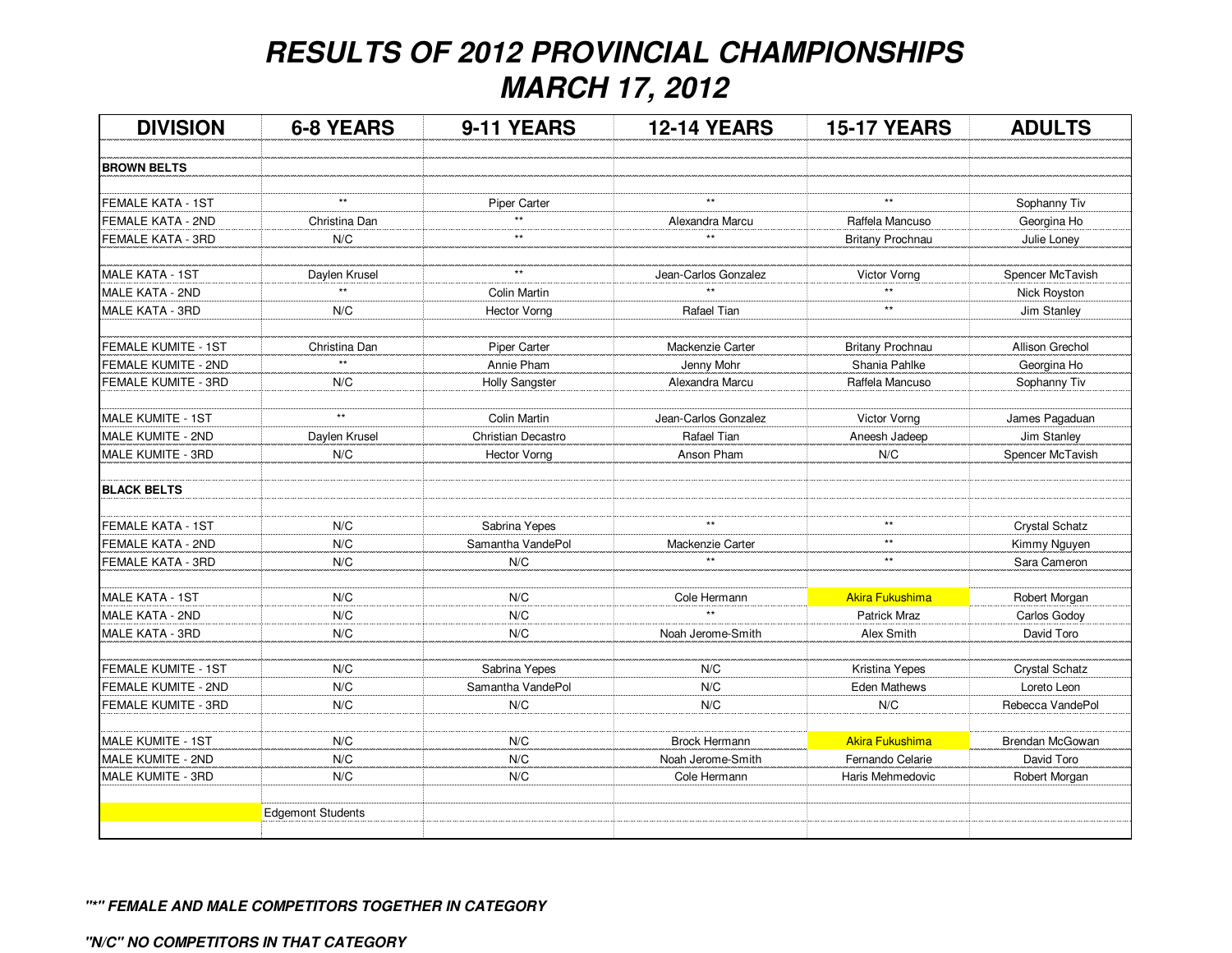# RESULTS OF 2012 PROVINCIAL CHAMPIONSHIPS
## MARCH 17, 2012

| DIVISION | 6-8 YEARS | 9-11 YEARS | 12-14 YEARS | 15-17 YEARS | ADULTS |
|---|---|---|---|---|---|
| **BROWN BELTS** | | | | | |
| FEMALE KATA - 1ST | ** | Piper Carter | ** | ** | Sophanny Tiv |
| FEMALE KATA - 2ND | Christina Dan | ** | Alexandra Marcu | Raffela Mancuso | Georgina Ho |
| FEMALE KATA - 3RD | N/C | ** | ** | Britany Prochnau | Julie Loney |
| MALE KATA - 1ST | Daylen Krusel | ** | Jean-Carlos Gonzalez | Victor Vorng | Spencer McTavish |
| MALE KATA - 2ND | ** | Colin Martin | ** | ** | Nick Royston |
| MALE KATA - 3RD | N/C | Hector Vorng | Rafael Tian | ** | Jim Stanley |
| FEMALE KUMITE - 1ST | Christina Dan | Piper Carter | Mackenzie Carter | Britany Prochnau | Allison Grechol |
| FEMALE KUMITE - 2ND | ** | Annie Pham | Jenny Mohr | Shania Pahlke | Georgina Ho |
| FEMALE KUMITE - 3RD | N/C | Holly Sangster | Alexandra Marcu | Raffela Mancuso | Sophanny Tiv |
| MALE KUMITE - 1ST | ** | Colin Martin | Jean-Carlos Gonzalez | Victor Vorng | James Pagaduan |
| MALE KUMITE - 2ND | Daylen Krusel | Christian Decastro | Rafael Tian | Aneesh Jadeep | Jim Stanley |
| MALE KUMITE - 3RD | N/C | Hector Vorng | Anson Pham | N/C | Spencer McTavish |
| **BLACK BELTS** | | | | | |
| FEMALE KATA - 1ST | N/C | Sabrina Yepes | ** | ** | Crystal Schatz |
| FEMALE KATA - 2ND | N/C | Samantha VandePol | Mackenzie Carter | ** | Kimmy Nguyen |
| FEMALE KATA - 3RD | N/C | N/C | ** | ** | Sara Cameron |
| MALE KATA - 1ST | N/C | N/C | Cole Hermann | Akira Fukushima | Robert Morgan |
| MALE KATA - 2ND | N/C | N/C | ** | Patrick Mraz | Carlos Godoy |
| MALE KATA - 3RD | N/C | N/C | Noah Jerome-Smith | Alex Smith | David Toro |
| FEMALE KUMITE - 1ST | N/C | Sabrina Yepes | N/C | Kristina Yepes | Crystal Schatz |
| FEMALE KUMITE - 2ND | N/C | Samantha VandePol | N/C | Eden Mathews | Loreto Leon |
| FEMALE KUMITE - 3RD | N/C | N/C | N/C | N/C | Rebecca VandePol |
| MALE KUMITE - 1ST | N/C | N/C | Brock Hermann | Akira Fukushima | Brendan McGowan |
| MALE KUMITE - 2ND | N/C | N/C | Noah Jerome-Smith | Fernando Celarie | David Toro |
| MALE KUMITE - 3RD | N/C | N/C | Cole Hermann | Haris Mehmedovic | Robert Morgan |
| | Edgemont Students | | | | |

***"*" FEMALE AND MALE COMPETITORS TOGETHER IN CATEGORY***

***"N/C" NO COMPETITORS IN THAT CATEGORY***